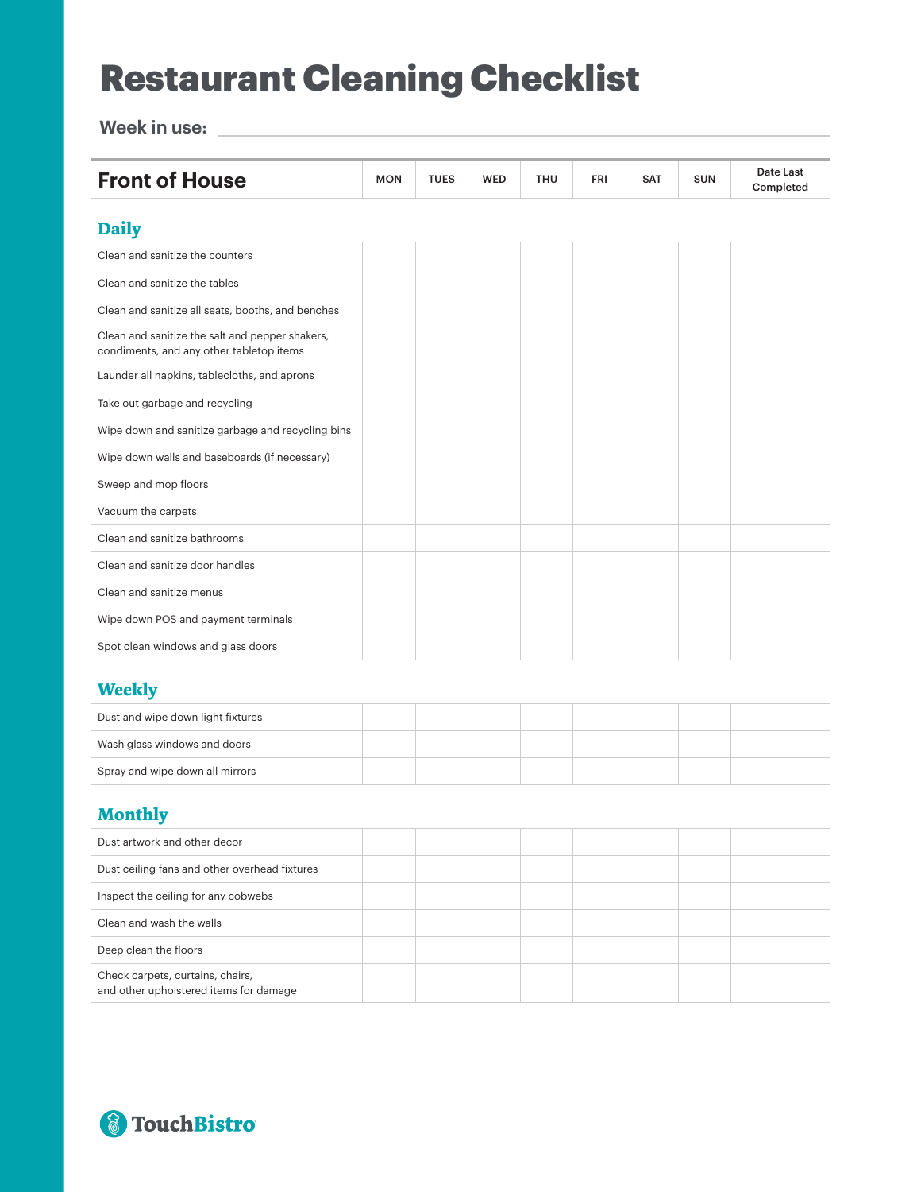# Restaurant Cleaning Checklist

**Week in use:** ______________________________

| Front of House | MON | TUES | WED | THU | FRI | SAT | SUN | Date Last Completed |
|---|---|---|---|---|---|---|---|---|
| **Daily** | | | | | | | | |
| Clean and sanitize the counters | | | | | | | | |
| Clean and sanitize the tables | | | | | | | | |
| Clean and sanitize all seats, booths, and benches | | | | | | | | |
| Clean and sanitize the salt and pepper shakers, condiments, and any other tabletop items | | | | | | | | |
| Launder all napkins, tablecloths, and aprons | | | | | | | | |
| Take out garbage and recycling | | | | | | | | |
| Wipe down and sanitize garbage and recycling bins | | | | | | | | |
| Wipe down walls and baseboards (if necessary) | | | | | | | | |
| Sweep and mop floors | | | | | | | | |
| Vacuum the carpets | | | | | | | | |
| Clean and sanitize bathrooms | | | | | | | | |
| Clean and sanitize door handles | | | | | | | | |
| Clean and sanitize menus | | | | | | | | |
| Wipe down POS and payment terminals | | | | | | | | |
| Spot clean windows and glass doors | | | | | | | | |
| **Weekly** | | | | | | | | |
| Dust and wipe down light fixtures | | | | | | | | |
| Wash glass windows and doors | | | | | | | | |
| Spray and wipe down all mirrors | | | | | | | | |
| **Monthly** | | | | | | | | |
| Dust artwork and other decor | | | | | | | | |
| Dust ceiling fans and other overhead fixtures | | | | | | | | |
| Inspect the ceiling for any cobwebs | | | | | | | | |
| Clean and wash the walls | | | | | | | | |
| Deep clean the floors | | | | | | | | |
| Check carpets, curtains, chairs, and other upholstered items for damage | | | | | | | | |

TouchBistro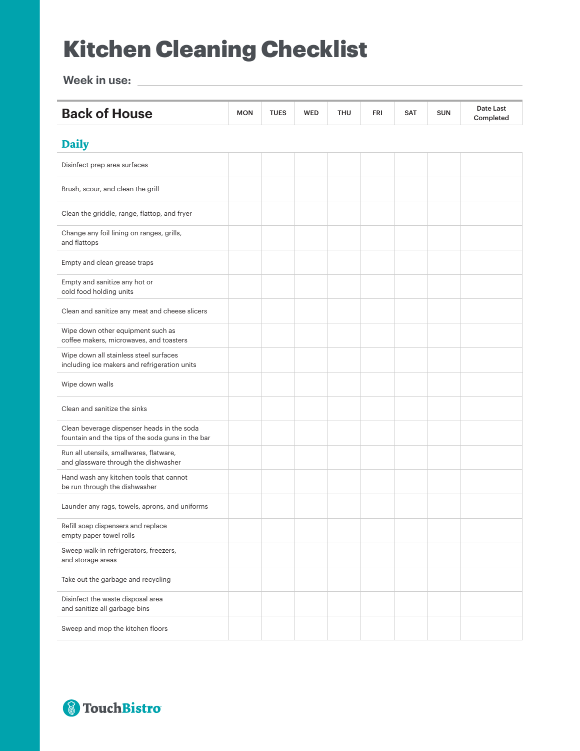# Kitchen Cleaning Checklist

**Week in use:** ______________________________

| Back of House | MON | TUES | WED | THU | FRI | SAT | SUN | Date Last Completed |
|---|---|---|---|---|---|---|---|---|
| **Daily** | | | | | | | | |
| Disinfect prep area surfaces | | | | | | | | |
| Brush, scour, and clean the grill | | | | | | | | |
| Clean the griddle, range, flattop, and fryer | | | | | | | | |
| Change any foil lining on ranges, grills, and flattops | | | | | | | | |
| Empty and clean grease traps | | | | | | | | |
| Empty and sanitize any hot or cold food holding units | | | | | | | | |
| Clean and sanitize any meat and cheese slicers | | | | | | | | |
| Wipe down other equipment such as coffee makers, microwaves, and toasters | | | | | | | | |
| Wipe down all stainless steel surfaces including ice makers and refrigeration units | | | | | | | | |
| Wipe down walls | | | | | | | | |
| Clean and sanitize the sinks | | | | | | | | |
| Clean beverage dispenser heads in the soda fountain and the tips of the soda guns in the bar | | | | | | | | |
| Run all utensils, smallwares, flatware, and glassware through the dishwasher | | | | | | | | |
| Hand wash any kitchen tools that cannot be run through the dishwasher | | | | | | | | |
| Launder any rags, towels, aprons, and uniforms | | | | | | | | |
| Refill soap dispensers and replace empty paper towel rolls | | | | | | | | |
| Sweep walk-in refrigerators, freezers, and storage areas | | | | | | | | |
| Take out the garbage and recycling | | | | | | | | |
| Disinfect the waste disposal area and sanitize all garbage bins | | | | | | | | |
| Sweep and mop the kitchen floors | | | | | | | | |

TouchBistro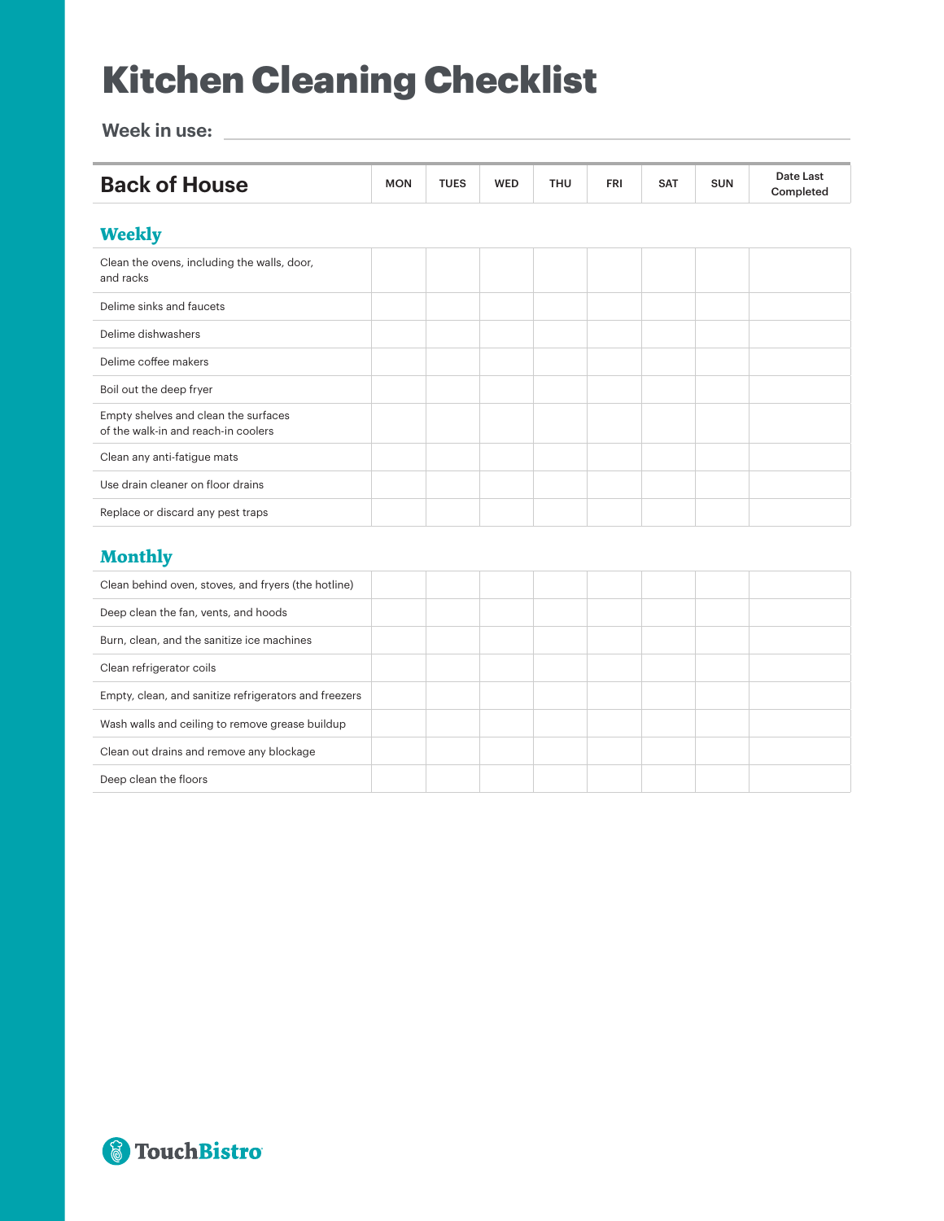# Kitchen Cleaning Checklist

Week in use: ____________________

| Back of House | MON | TUES | WED | THU | FRI | SAT | SUN | Date Last Completed |
|---|---|---|---|---|---|---|---|---|
| **Weekly** | | | | | | | | |
| Clean the ovens, including the walls, door, and racks | | | | | | | | |
| Delime sinks and faucets | | | | | | | | |
| Delime dishwashers | | | | | | | | |
| Delime coffee makers | | | | | | | | |
| Boil out the deep fryer | | | | | | | | |
| Empty shelves and clean the surfaces of the walk-in and reach-in coolers | | | | | | | | |
| Clean any anti-fatigue mats | | | | | | | | |
| Use drain cleaner on floor drains | | | | | | | | |
| Replace or discard any pest traps | | | | | | | | |
| **Monthly** | | | | | | | | |
| Clean behind oven, stoves, and fryers (the hotline) | | | | | | | | |
| Deep clean the fan, vents, and hoods | | | | | | | | |
| Burn, clean, and the sanitize ice machines | | | | | | | | |
| Clean refrigerator coils | | | | | | | | |
| Empty, clean, and sanitize refrigerators and freezers | | | | | | | | |
| Wash walls and ceiling to remove grease buildup | | | | | | | | |
| Clean out drains and remove any blockage | | | | | | | | |
| Deep clean the floors | | | | | | | | |

TouchBistro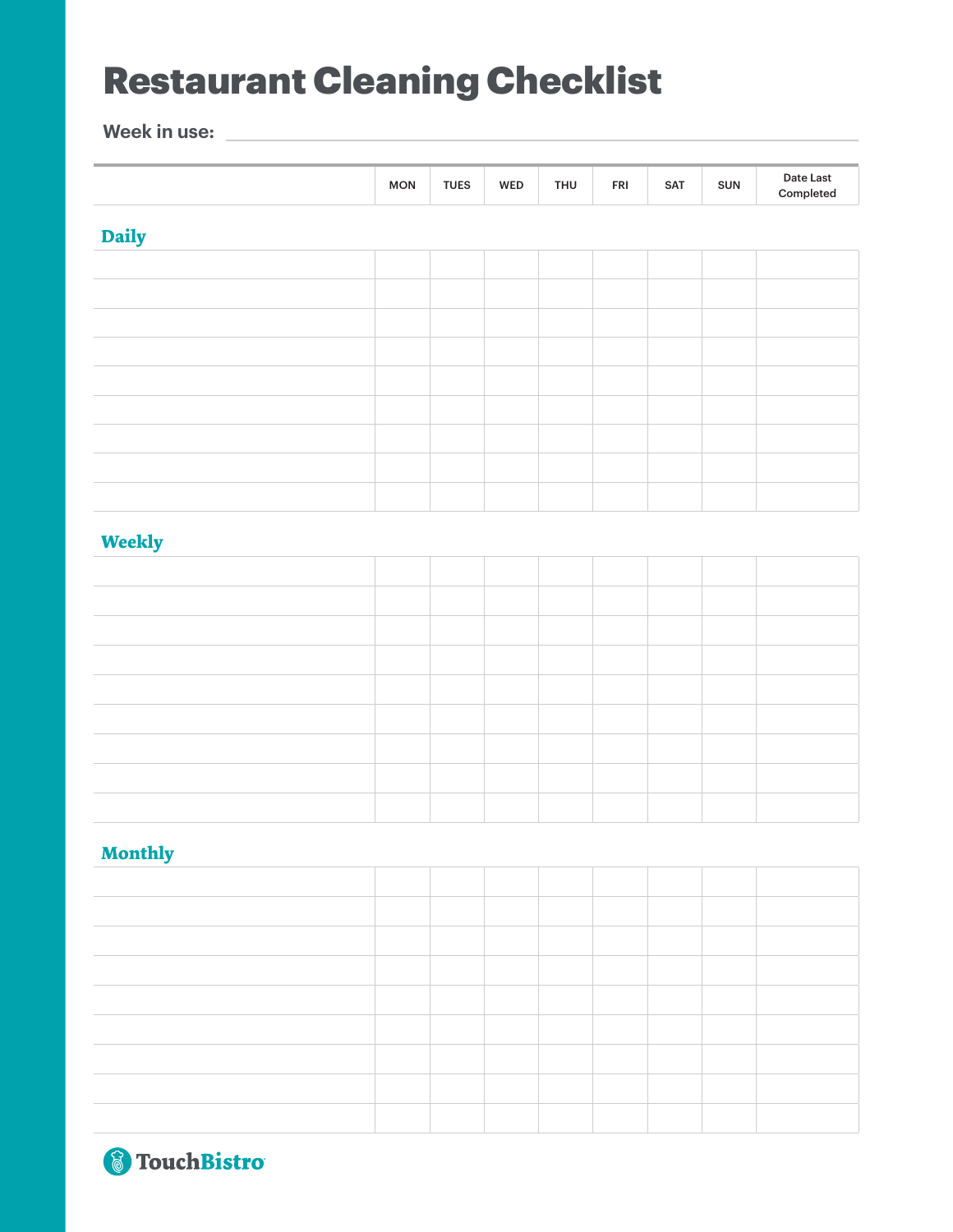# Restaurant Cleaning Checklist

Week in use: ______________________________

| | MON | TUES | WED | THU | FRI | SAT | SUN | Date Last Completed |
|---|---|---|---|---|---|---|---|---|
| **Daily** | | | | | | | | |
| | | | | | | | | |
| | | | | | | | | |
| | | | | | | | | |
| | | | | | | | | |
| | | | | | | | | |
| | | | | | | | | |
| | | | | | | | | |
| | | | | | | | | |
| | | | | | | | | |
| **Weekly** | | | | | | | | |
| | | | | | | | | |
| | | | | | | | | |
| | | | | | | | | |
| | | | | | | | | |
| | | | | | | | | |
| | | | | | | | | |
| | | | | | | | | |
| | | | | | | | | |
| | | | | | | | | |
| **Monthly** | | | | | | | | |
| | | | | | | | | |
| | | | | | | | | |
| | | | | | | | | |
| | | | | | | | | |
| | | | | | | | | |
| | | | | | | | | |
| | | | | | | | | |
| | | | | | | | | |
| | | | | | | | | |

TouchBistro